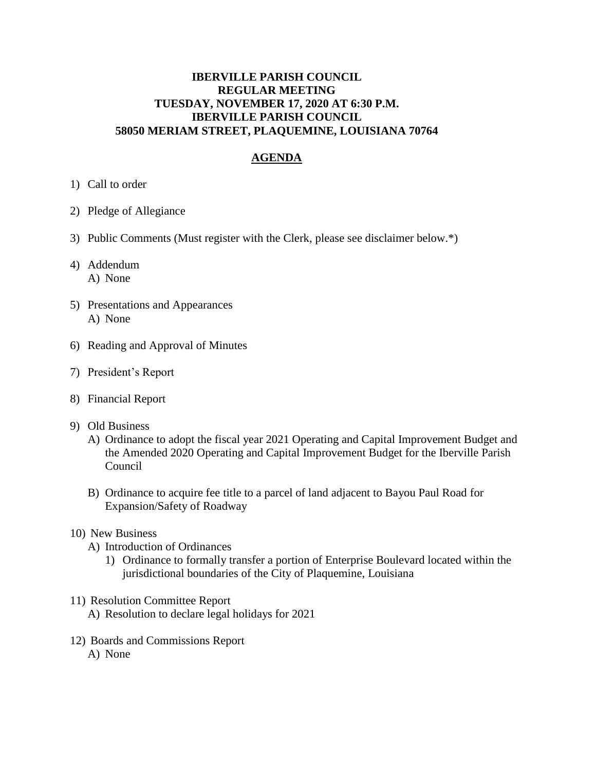# IBERVILLE PARISH COUNCIL
## REGULAR MEETING
## TUESDAY, NOVEMBER 17, 2020 AT 6:30 P.M.
## IBERVILLE PARISH COUNCIL
## 58050 MERIAM STREET, PLAQUEMINE, LOUISIANA 70764

## AGENDA

1) Call to order

2) Pledge of Allegiance

3) Public Comments (Must register with the Clerk, please see disclaimer below.*)

4) Addendum
   A) None

5) Presentations and Appearances
   A) None

6) Reading and Approval of Minutes

7) President's Report

8) Financial Report

9) Old Business
   A) Ordinance to adopt the fiscal year 2021 Operating and Capital Improvement Budget and the Amended 2020 Operating and Capital Improvement Budget for the Iberville Parish Council

   B) Ordinance to acquire fee title to a parcel of land adjacent to Bayou Paul Road for Expansion/Safety of Roadway

10) New Business
    A) Introduction of Ordinances
       1) Ordinance to formally transfer a portion of Enterprise Boulevard located within the jurisdictional boundaries of the City of Plaquemine, Louisiana

11) Resolution Committee Report
    A) Resolution to declare legal holidays for 2021

12) Boards and Commissions Report
    A) None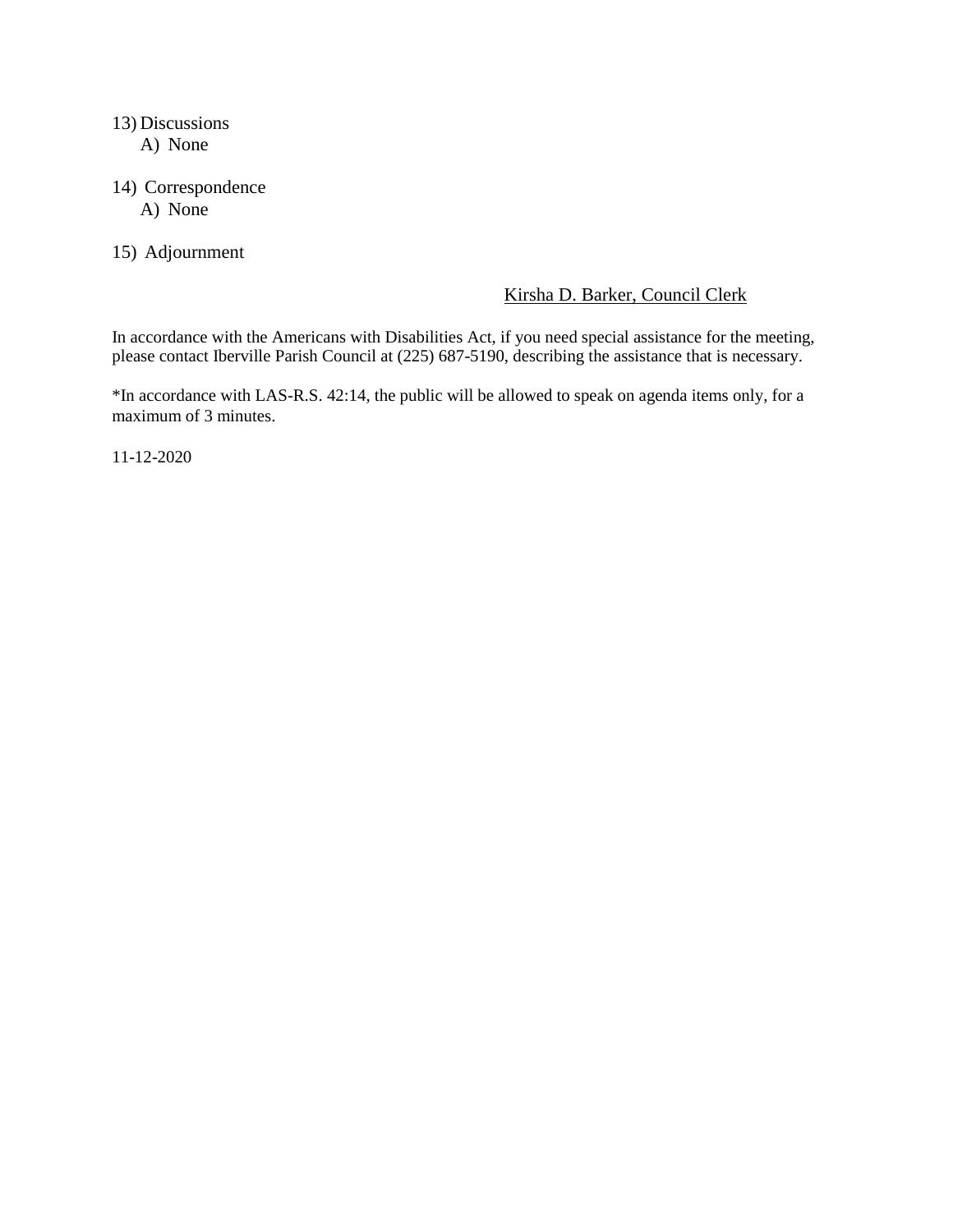13) Discussions
    A) None

14) Correspondence
    A) None

15) Adjournment

<u>Kirsha D. Barker, Council Clerk</u>

In accordance with the Americans with Disabilities Act, if you need special assistance for the meeting, please contact Iberville Parish Council at (225) 687-5190, describing the assistance that is necessary.

*In accordance with LAS-R.S. 42:14, the public will be allowed to speak on agenda items only, for a maximum of 3 minutes.

11-12-2020